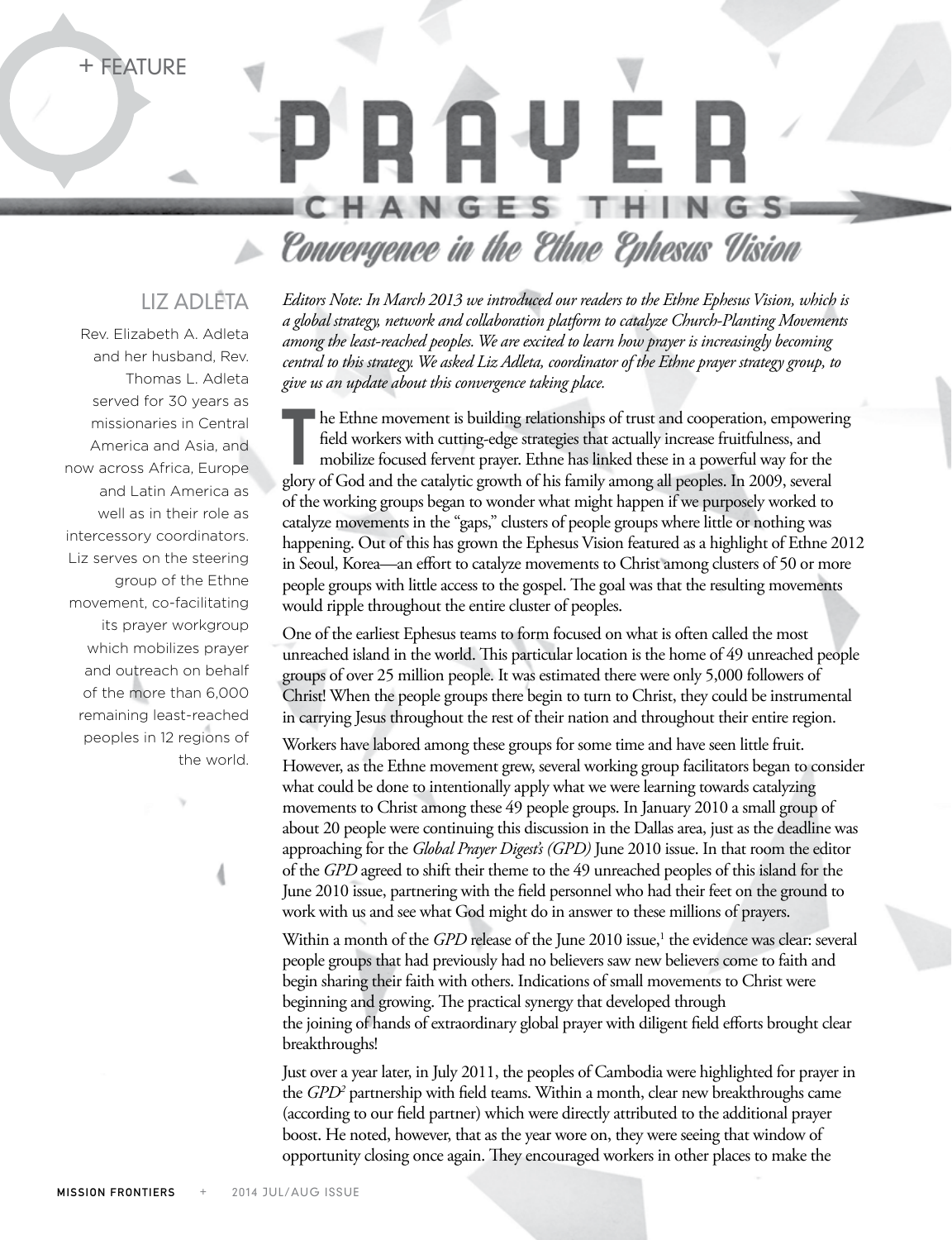+ FEATURE

# PRAYER CHANGES THINGS

## Convergence in the Ethne Ephesus Vision

### LIZ ADLETA

Rev. Elizabeth A. Adleta and her husband, Rev. Thomas L. Adleta served for 30 years as missionaries in Central America and Asia, and now across Africa, Europe and Latin America as well as in their role as intercessory coordinators. Liz serves on the steering group of the Ethne movement, co-facilitating its prayer workgroup which mobilizes prayer and outreach on behalf of the more than 6,000 remaining least-reached peoples in 12 regions of the world.

*Editors Note: In March 2013 we introduced our readers to the Ethne Ephesus Vision, which is a global strategy, network and collaboration platform to catalyze Church-Planting Movements among the least-reached peoples. We are excited to learn how prayer is increasingly becoming central to this strategy. We asked Liz Adleta, coordinator of the Ethne prayer strategy group, to give us an update about this convergence taking place.*

The Ethne movement is building relationships of trust and cooperation, empowering field workers with cutting-edge strategies that actually increase fruitfulness, and mobilize focused fervent prayer. Ethne has linked these in a powerful way for the glory of God and the catalytic growth of his family among all peoples. In 2009, several of the working groups began to wonder what might happen if we purposely worked to catalyze movements in the "gaps," clusters of people groups where little or nothing was happening. Out of this has grown the Ephesus Vision featured as a highlight of Ethne 2012 in Seoul, Korea—an effort to catalyze movements to Christ among clusters of 50 or more people groups with little access to the gospel. The goal was that the resulting movements would ripple throughout the entire cluster of peoples.

One of the earliest Ephesus teams to form focused on what is often called the most unreached island in the world. This particular location is the home of 49 unreached people groups of over 25 million people. It was estimated there were only 5,000 followers of Christ! When the people groups there begin to turn to Christ, they could be instrumental in carrying Jesus throughout the rest of their nation and throughout their entire region.

Workers have labored among these groups for some time and have seen little fruit. However, as the Ethne movement grew, several working group facilitators began to consider what could be done to intentionally apply what we were learning towards catalyzing movements to Christ among these 49 people groups. In January 2010 a small group of about 20 people were continuing this discussion in the Dallas area, just as the deadline was approaching for the *Global Prayer Digest's (GPD)* June 2010 issue. In that room the editor of the *GPD* agreed to shift their theme to the 49 unreached peoples of this island for the June 2010 issue, partnering with the field personnel who had their feet on the ground to work with us and see what God might do in answer to these millions of prayers.

Within a month of the *GPD* release of the June 2010 issue,[1] the evidence was clear: several people groups that had previously had no believers saw new believers come to faith and begin sharing their faith with others. Indications of small movements to Christ were beginning and growing. The practical synergy that developed through the joining of hands of extraordinary global prayer with diligent field efforts brought clear breakthroughs!

Just over a year later, in July 2011, the peoples of Cambodia were highlighted for prayer in the *GPD*[2] partnership with field teams. Within a month, clear new breakthroughs came (according to our field partner) which were directly attributed to the additional prayer boost. He noted, however, that as the year wore on, they were seeing that window of opportunity closing once again. They encouraged workers in other places to make the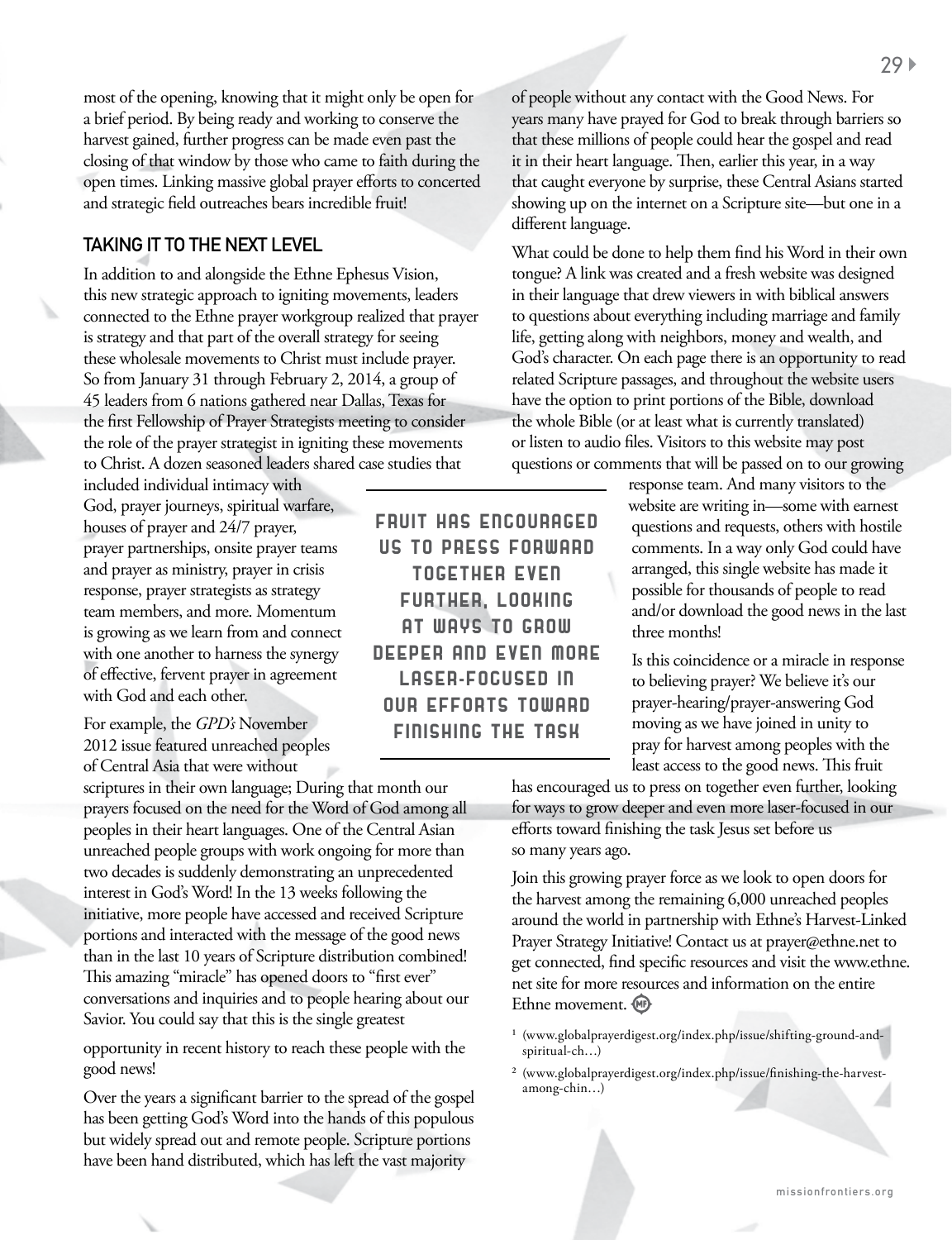most of the opening, knowing that it might only be open for a brief period. By being ready and working to conserve the harvest gained, further progress can be made even past the closing of that window by those who came to faith during the open times. Linking massive global prayer efforts to concerted and strategic field outreaches bears incredible fruit!

## TAKING IT TO THE NEXT LEVEL

In addition to and alongside the Ethne Ephesus Vision, this new strategic approach to igniting movements, leaders connected to the Ethne prayer workgroup realized that prayer is strategy and that part of the overall strategy for seeing these wholesale movements to Christ must include prayer. So from January 31 through February 2, 2014, a group of 45 leaders from 6 nations gathered near Dallas, Texas for the first Fellowship of Prayer Strategists meeting to consider the role of the prayer strategist in igniting these movements to Christ. A dozen seasoned leaders shared case studies that included individual intimacy with God, prayer journeys, spiritual warfare, houses of prayer and 24/7 prayer, prayer partnerships, onsite prayer teams and prayer as ministry, prayer in crisis response, prayer strategists as strategy team members, and more. Momentum is growing as we learn from and connect with one another to harness the synergy of effective, fervent prayer in agreement with God and each other.

> FRUIT HAS ENCOURAGED US TO PRESS FORWARD TOGETHER EVEN FURTHER, LOOKING AT WAYS TO GROW DEEPER AND EVEN MORE LASER-FOCUSED IN OUR EFFORTS TOWARD FINISHING THE TASK

For example, the *GPD's* November 2012 issue featured unreached peoples of Central Asia that were without scriptures in their own language; During that month our prayers focused on the need for the Word of God among all peoples in their heart languages. One of the Central Asian unreached people groups with work ongoing for more than two decades is suddenly demonstrating an unprecedented interest in God's Word! In the 13 weeks following the initiative, more people have accessed and received Scripture portions and interacted with the message of the good news than in the last 10 years of Scripture distribution combined! This amazing "miracle" has opened doors to "first ever" conversations and inquiries and to people hearing about our Savior. You could say that this is the single greatest opportunity in recent history to reach these people with the good news!

Over the years a significant barrier to the spread of the gospel has been getting God's Word into the hands of this populous but widely spread out and remote people. Scripture portions have been hand distributed, which has left the vast majority of people without any contact with the Good News. For years many have prayed for God to break through barriers so that these millions of people could hear the gospel and read it in their heart language. Then, earlier this year, in a way that caught everyone by surprise, these Central Asians started showing up on the internet on a Scripture site—but one in a different language.

What could be done to help them find his Word in their own tongue? A link was created and a fresh website was designed in their language that drew viewers in with biblical answers to questions about everything including marriage and family life, getting along with neighbors, money and wealth, and God's character. On each page there is an opportunity to read related Scripture passages, and throughout the website users have the option to print portions of the Bible, download the whole Bible (or at least what is currently translated) or listen to audio files. Visitors to this website may post questions or comments that will be passed on to our growing response team. And many visitors to the website are writing in—some with earnest questions and requests, others with hostile comments. In a way only God could have arranged, this single website has made it possible for thousands of people to read and/or download the good news in the last three months!

Is this coincidence or a miracle in response to believing prayer? We believe it's our prayer-hearing/prayer-answering God moving as we have joined in unity to pray for harvest among peoples with the least access to the good news. This fruit has encouraged us to press on together even further, looking for ways to grow deeper and even more laser-focused in our efforts toward finishing the task Jesus set before us so many years ago.

Join this growing prayer force as we look to open doors for the harvest among the remaining 6,000 unreached peoples around the world in partnership with Ethne's Harvest-Linked Prayer Strategy Initiative! Contact us at prayer@ethne.net to get connected, find specific resources and visit the www.ethne.net site for more resources and information on the entire Ethne movement.

[1] (www.globalprayerdigest.org/index.php/issue/shifting-ground-and-spiritual-ch…)

[2] (www.globalprayerdigest.org/index.php/issue/finishing-the-harvest-among-chin…)